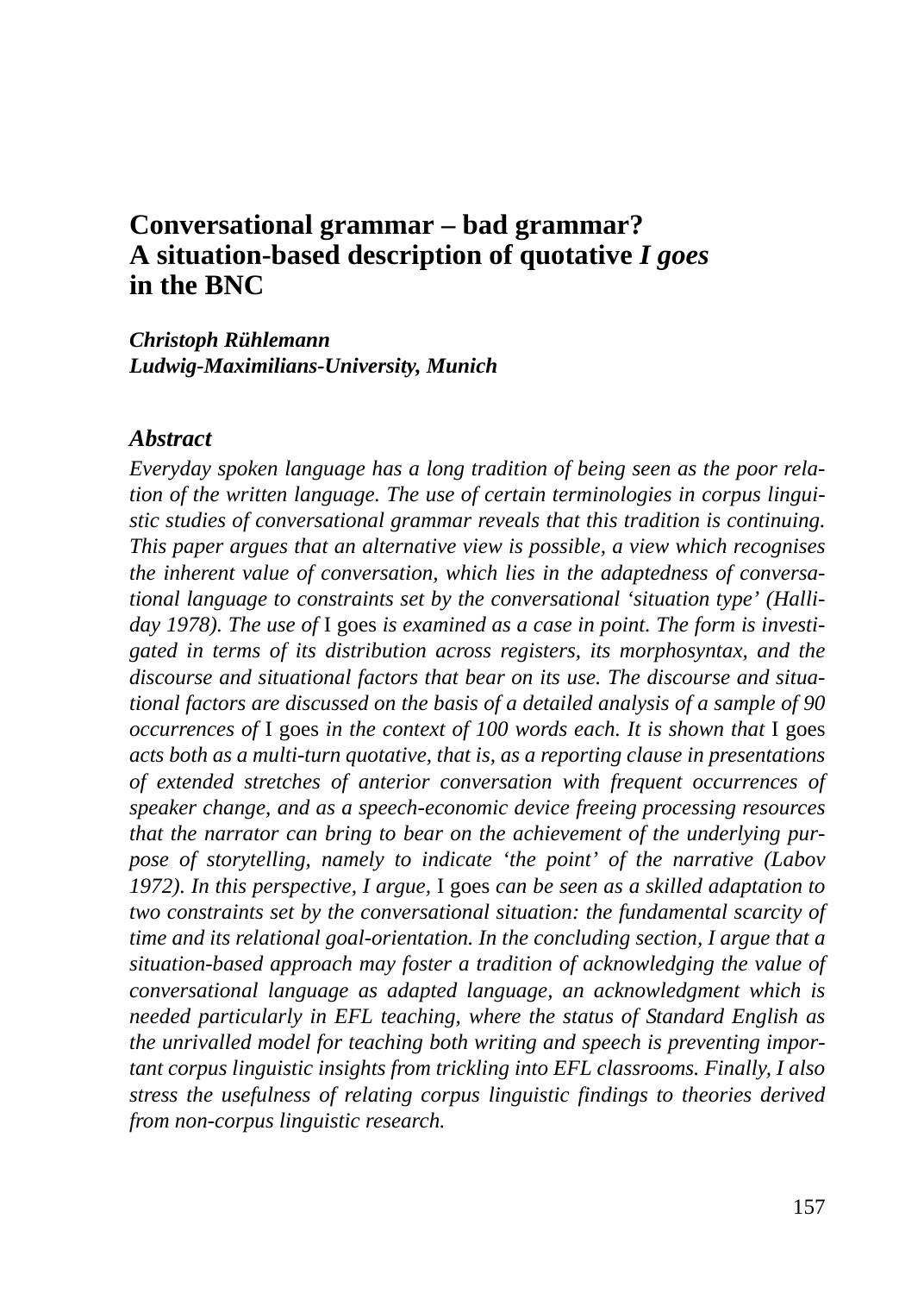# Conversational grammar – bad grammar? A situation-based description of quotative *I goes* in the BNC

***Christoph Rühlemann***
***Ludwig-Maximilians-University, Munich***

## *Abstract*

*Everyday spoken language has a long tradition of being seen as the poor relation of the written language. The use of certain terminologies in corpus linguistic studies of conversational grammar reveals that this tradition is continuing. This paper argues that an alternative view is possible, a view which recognises the inherent value of conversation, which lies in the adaptedness of conversational language to constraints set by the conversational 'situation type' (Halliday 1978). The use of* I goes *is examined as a case in point. The form is investigated in terms of its distribution across registers, its morphosyntax, and the discourse and situational factors that bear on its use. The discourse and situational factors are discussed on the basis of a detailed analysis of a sample of 90 occurrences of* I goes *in the context of 100 words each. It is shown that* I goes *acts both as a multi-turn quotative, that is, as a reporting clause in presentations of extended stretches of anterior conversation with frequent occurrences of speaker change, and as a speech-economic device freeing processing resources that the narrator can bring to bear on the achievement of the underlying purpose of storytelling, namely to indicate 'the point' of the narrative (Labov 1972). In this perspective, I argue,* I goes *can be seen as a skilled adaptation to two constraints set by the conversational situation: the fundamental scarcity of time and its relational goal-orientation. In the concluding section, I argue that a situation-based approach may foster a tradition of acknowledging the value of conversational language as adapted language, an acknowledgment which is needed particularly in EFL teaching, where the status of Standard English as the unrivalled model for teaching both writing and speech is preventing important corpus linguistic insights from trickling into EFL classrooms. Finally, I also stress the usefulness of relating corpus linguistic findings to theories derived from non-corpus linguistic research.*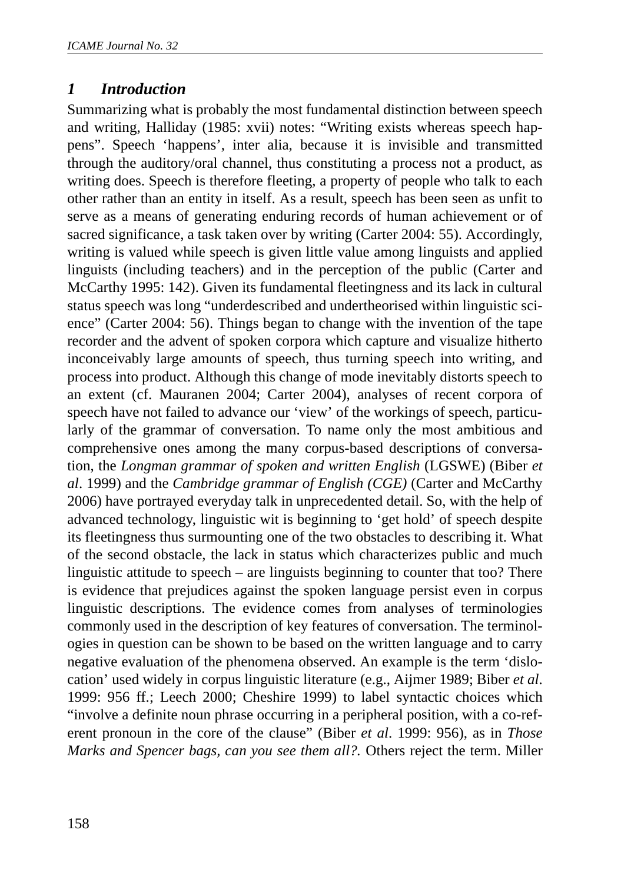## 1 Introduction

Summarizing what is probably the most fundamental distinction between speech and writing, Halliday (1985: xvii) notes: "Writing exists whereas speech happens". Speech 'happens', inter alia, because it is invisible and transmitted through the auditory/oral channel, thus constituting a process not a product, as writing does. Speech is therefore fleeting, a property of people who talk to each other rather than an entity in itself. As a result, speech has been seen as unfit to serve as a means of generating enduring records of human achievement or of sacred significance, a task taken over by writing (Carter 2004: 55). Accordingly, writing is valued while speech is given little value among linguists and applied linguists (including teachers) and in the perception of the public (Carter and McCarthy 1995: 142). Given its fundamental fleetingness and its lack in cultural status speech was long "underdescribed and undertheorised within linguistic science" (Carter 2004: 56). Things began to change with the invention of the tape recorder and the advent of spoken corpora which capture and visualize hitherto inconceivably large amounts of speech, thus turning speech into writing, and process into product. Although this change of mode inevitably distorts speech to an extent (cf. Mauranen 2004; Carter 2004), analyses of recent corpora of speech have not failed to advance our 'view' of the workings of speech, particularly of the grammar of conversation. To name only the most ambitious and comprehensive ones among the many corpus-based descriptions of conversation, the *Longman grammar of spoken and written English* (LGSWE) (Biber *et al*. 1999) and the *Cambridge grammar of English (CGE)* (Carter and McCarthy 2006) have portrayed everyday talk in unprecedented detail. So, with the help of advanced technology, linguistic wit is beginning to 'get hold' of speech despite its fleetingness thus surmounting one of the two obstacles to describing it. What of the second obstacle, the lack in status which characterizes public and much linguistic attitude to speech – are linguists beginning to counter that too? There is evidence that prejudices against the spoken language persist even in corpus linguistic descriptions. The evidence comes from analyses of terminologies commonly used in the description of key features of conversation. The terminologies in question can be shown to be based on the written language and to carry negative evaluation of the phenomena observed. An example is the term 'dislocation' used widely in corpus linguistic literature (e.g., Aijmer 1989; Biber *et al*. 1999: 956 ff.; Leech 2000; Cheshire 1999) to label syntactic choices which "involve a definite noun phrase occurring in a peripheral position, with a co-referent pronoun in the core of the clause" (Biber *et al*. 1999: 956), as in *Those Marks and Spencer bags, can you see them all?.* Others reject the term. Miller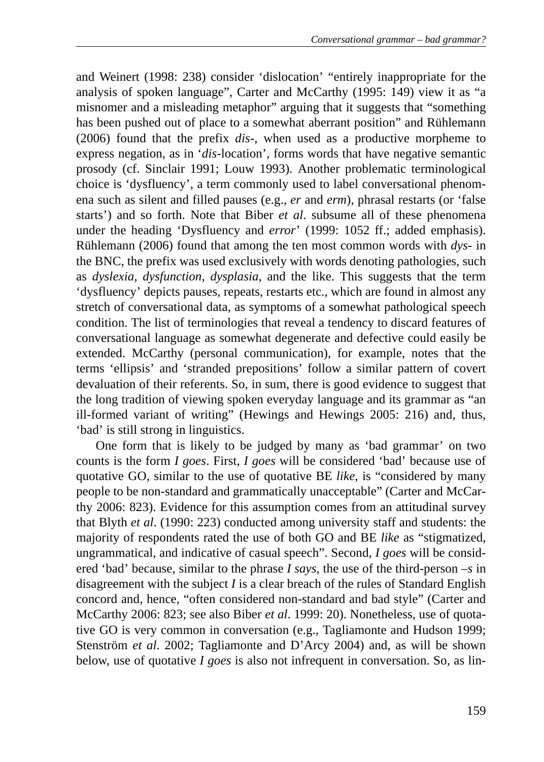and Weinert (1998: 238) consider ‘dislocation’ “entirely inappropriate for the analysis of spoken language”, Carter and McCarthy (1995: 149) view it as “a misnomer and a misleading metaphor” arguing that it suggests that “something has been pushed out of place to a somewhat aberrant position” and Rühlemann (2006) found that the prefix *dis-*, when used as a productive morpheme to express negation, as in ‘*dis*-location’, forms words that have negative semantic prosody (cf. Sinclair 1991; Louw 1993). Another problematic terminological choice is ‘dysfluency’, a term commonly used to label conversational phenomena such as silent and filled pauses (e.g., *er* and *erm*), phrasal restarts (or ‘false starts’) and so forth. Note that Biber *et al*. subsume all of these phenomena under the heading ‘Dysfluency and *error*’ (1999: 1052 ff.; added emphasis). Rühlemann (2006) found that among the ten most common words with *dys-* in the BNC, the prefix was used exclusively with words denoting pathologies, such as *dyslexia*, *dysfunction*, *dysplasia*, and the like. This suggests that the term ‘dysfluency’ depicts pauses, repeats, restarts etc., which are found in almost any stretch of conversational data, as symptoms of a somewhat pathological speech condition. The list of terminologies that reveal a tendency to discard features of conversational language as somewhat degenerate and defective could easily be extended. McCarthy (personal communication), for example, notes that the terms ‘ellipsis’ and ‘stranded prepositions’ follow a similar pattern of covert devaluation of their referents. So, in sum, there is good evidence to suggest that the long tradition of viewing spoken everyday language and its grammar as “an ill-formed variant of writing” (Hewings and Hewings 2005: 216) and, thus, ‘bad’ is still strong in linguistics.

One form that is likely to be judged by many as ‘bad grammar’ on two counts is the form *I goes*. First, *I goes* will be considered ‘bad’ because use of quotative GO, similar to the use of quotative BE *like*, is “considered by many people to be non-standard and grammatically unacceptable” (Carter and McCarthy 2006: 823). Evidence for this assumption comes from an attitudinal survey that Blyth *et al*. (1990: 223) conducted among university staff and students: the majority of respondents rated the use of both GO and BE *like* as “stigmatized, ungrammatical, and indicative of casual speech”. Second, *I goes* will be considered ‘bad’ because, similar to the phrase *I says*, the use of the third-person *–s* in disagreement with the subject *I* is a clear breach of the rules of Standard English concord and, hence, “often considered non-standard and bad style” (Carter and McCarthy 2006: 823; see also Biber *et al*. 1999: 20). Nonetheless, use of quotative GO is very common in conversation (e.g., Tagliamonte and Hudson 1999; Stenström *et al*. 2002; Tagliamonte and D’Arcy 2004) and, as will be shown below, use of quotative *I goes* is also not infrequent in conversation. So, as lin-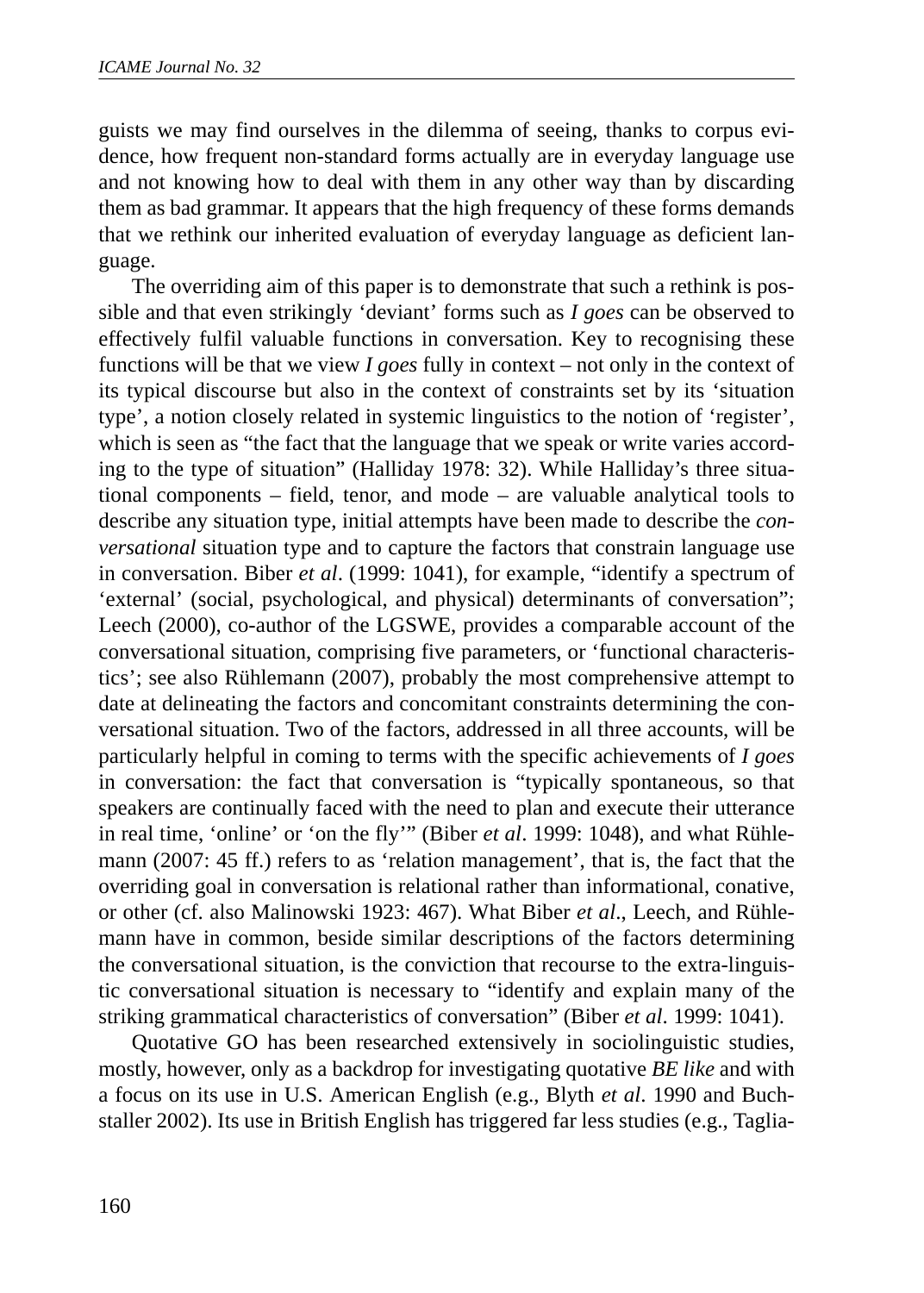guists we may find ourselves in the dilemma of seeing, thanks to corpus evidence, how frequent non-standard forms actually are in everyday language use and not knowing how to deal with them in any other way than by discarding them as bad grammar. It appears that the high frequency of these forms demands that we rethink our inherited evaluation of everyday language as deficient language.

The overriding aim of this paper is to demonstrate that such a rethink is possible and that even strikingly 'deviant' forms such as *I goes* can be observed to effectively fulfil valuable functions in conversation. Key to recognising these functions will be that we view *I goes* fully in context – not only in the context of its typical discourse but also in the context of constraints set by its 'situation type', a notion closely related in systemic linguistics to the notion of 'register', which is seen as "the fact that the language that we speak or write varies according to the type of situation" (Halliday 1978: 32). While Halliday's three situational components – field, tenor, and mode – are valuable analytical tools to describe any situation type, initial attempts have been made to describe the *conversational* situation type and to capture the factors that constrain language use in conversation. Biber *et al*. (1999: 1041), for example, "identify a spectrum of 'external' (social, psychological, and physical) determinants of conversation"; Leech (2000), co-author of the LGSWE, provides a comparable account of the conversational situation, comprising five parameters, or 'functional characteristics'; see also Rühlemann (2007), probably the most comprehensive attempt to date at delineating the factors and concomitant constraints determining the conversational situation. Two of the factors, addressed in all three accounts, will be particularly helpful in coming to terms with the specific achievements of *I goes* in conversation: the fact that conversation is "typically spontaneous, so that speakers are continually faced with the need to plan and execute their utterance in real time, 'online' or 'on the fly'" (Biber *et al*. 1999: 1048), and what Rühlemann (2007: 45 ff.) refers to as 'relation management', that is, the fact that the overriding goal in conversation is relational rather than informational, conative, or other (cf. also Malinowski 1923: 467). What Biber *et al*., Leech, and Rühlemann have in common, beside similar descriptions of the factors determining the conversational situation, is the conviction that recourse to the extra-linguistic conversational situation is necessary to "identify and explain many of the striking grammatical characteristics of conversation" (Biber *et al*. 1999: 1041).

Quotative GO has been researched extensively in sociolinguistic studies, mostly, however, only as a backdrop for investigating quotative *BE like* and with a focus on its use in U.S. American English (e.g., Blyth *et al*. 1990 and Buchstaller 2002). Its use in British English has triggered far less studies (e.g., Taglia-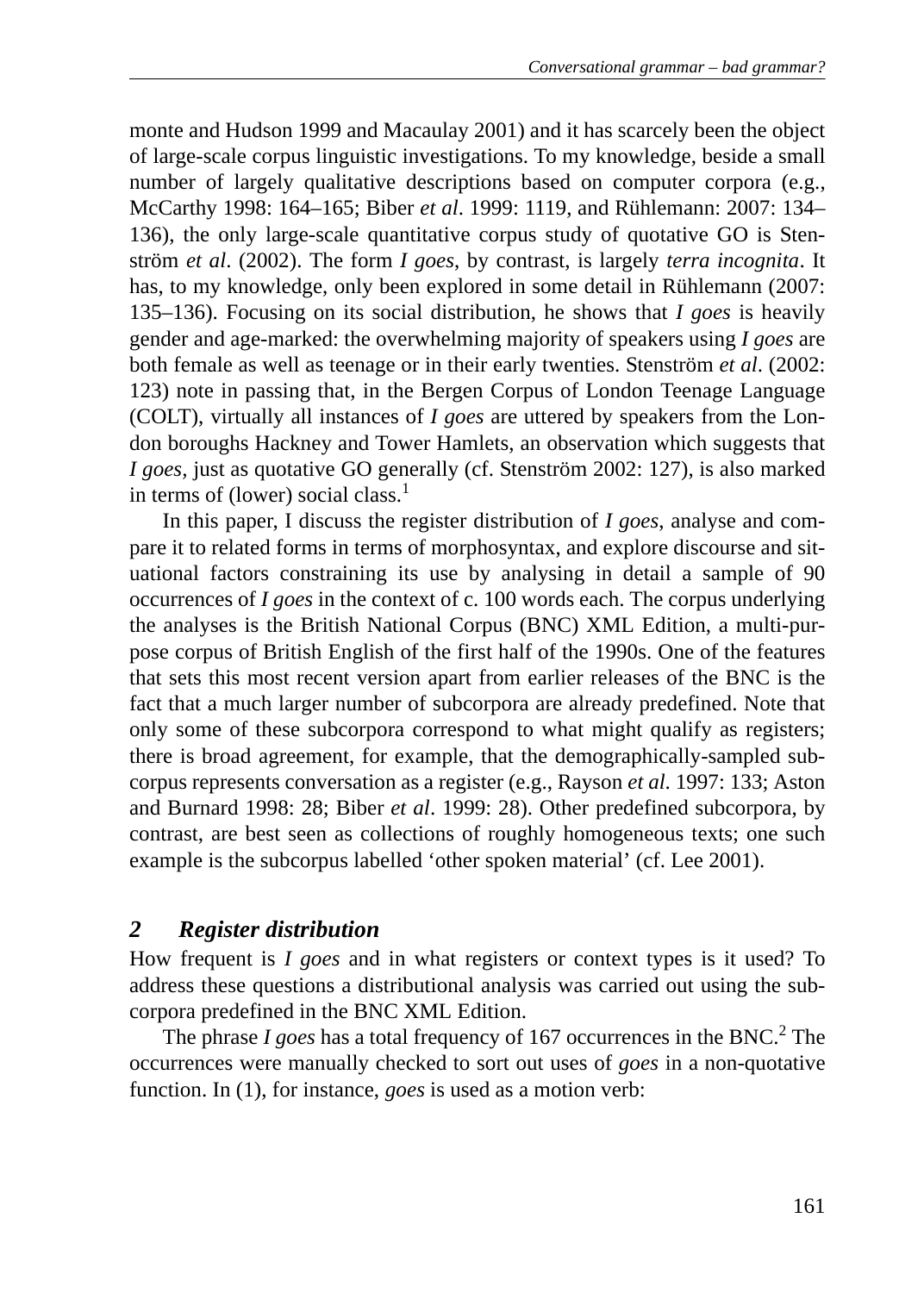monte and Hudson 1999 and Macaulay 2001) and it has scarcely been the object of large-scale corpus linguistic investigations. To my knowledge, beside a small number of largely qualitative descriptions based on computer corpora (e.g., McCarthy 1998: 164–165; Biber *et al*. 1999: 1119, and Rühlemann: 2007: 134–136), the only large-scale quantitative corpus study of quotative GO is Stenström *et al*. (2002). The form *I goes*, by contrast, is largely *terra incognita*. It has, to my knowledge, only been explored in some detail in Rühlemann (2007: 135–136). Focusing on its social distribution, he shows that *I goes* is heavily gender and age-marked: the overwhelming majority of speakers using *I goes* are both female as well as teenage or in their early twenties. Stenström *et al*. (2002: 123) note in passing that, in the Bergen Corpus of London Teenage Language (COLT), virtually all instances of *I goes* are uttered by speakers from the London boroughs Hackney and Tower Hamlets, an observation which suggests that *I goes*, just as quotative GO generally (cf. Stenström 2002: 127), is also marked in terms of (lower) social class.[1]

In this paper, I discuss the register distribution of *I goes*, analyse and compare it to related forms in terms of morphosyntax, and explore discourse and situational factors constraining its use by analysing in detail a sample of 90 occurrences of *I goes* in the context of c. 100 words each. The corpus underlying the analyses is the British National Corpus (BNC) XML Edition, a multi-purpose corpus of British English of the first half of the 1990s. One of the features that sets this most recent version apart from earlier releases of the BNC is the fact that a much larger number of subcorpora are already predefined. Note that only some of these subcorpora correspond to what might qualify as registers; there is broad agreement, for example, that the demographically-sampled subcorpus represents conversation as a register (e.g., Rayson *et al*. 1997: 133; Aston and Burnard 1998: 28; Biber *et al*. 1999: 28). Other predefined subcorpora, by contrast, are best seen as collections of roughly homogeneous texts; one such example is the subcorpus labelled 'other spoken material' (cf. Lee 2001).

## 2 Register distribution

How frequent is *I goes* and in what registers or context types is it used? To address these questions a distributional analysis was carried out using the subcorpora predefined in the BNC XML Edition.

The phrase *I goes* has a total frequency of 167 occurrences in the BNC.[2] The occurrences were manually checked to sort out uses of *goes* in a non-quotative function. In (1), for instance, *goes* is used as a motion verb: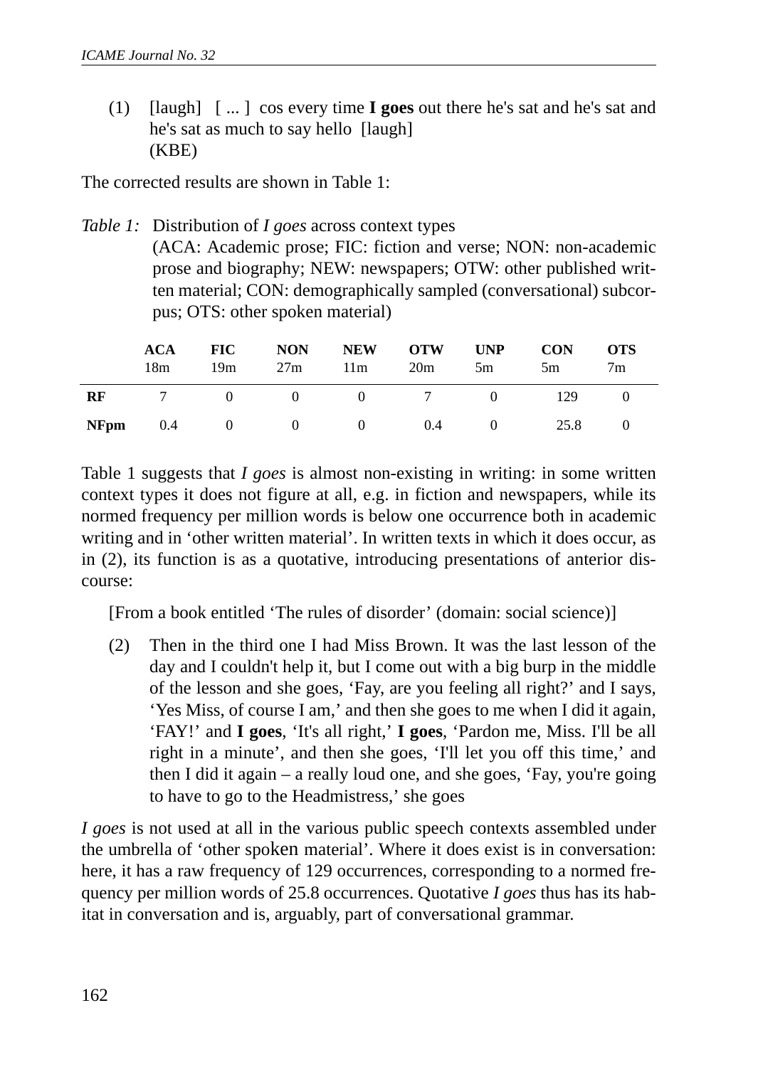(1) [laugh] [ ... ] cos every time **I goes** out there he's sat and he's sat and he's sat as much to say hello [laugh]
(KBE)

The corrected results are shown in Table 1:

*Table 1:* Distribution of *I goes* across context types
(ACA: Academic prose; FIC: fiction and verse; NON: non-academic prose and biography; NEW: newspapers; OTW: other published written material; CON: demographically sampled (conversational) subcorpus; OTS: other spoken material)

| | **ACA** 18m | **FIC** 19m | **NON** 27m | **NEW** 11m | **OTW** 20m | **UNP** 5m | **CON** 5m | **OTS** 7m |
|---|---|---|---|---|---|---|---|---|
| **RF** | 7 | 0 | 0 | 0 | 7 | 0 | 129 | 0 |
| **NFpm** | 0.4 | 0 | 0 | 0 | 0.4 | 0 | 25.8 | 0 |

Table 1 suggests that *I goes* is almost non-existing in writing: in some written context types it does not figure at all, e.g. in fiction and newspapers, while its normed frequency per million words is below one occurrence both in academic writing and in 'other written material'. In written texts in which it does occur, as in (2), its function is as a quotative, introducing presentations of anterior discourse:

[From a book entitled 'The rules of disorder' (domain: social science)]

(2) Then in the third one I had Miss Brown. It was the last lesson of the day and I couldn't help it, but I come out with a big burp in the middle of the lesson and she goes, 'Fay, are you feeling all right?' and I says, 'Yes Miss, of course I am,' and then she goes to me when I did it again, 'FAY!' and **I goes**, 'It's all right,' **I goes**, 'Pardon me, Miss. I'll be all right in a minute', and then she goes, 'I'll let you off this time,' and then I did it again – a really loud one, and she goes, 'Fay, you're going to have to go to the Headmistress,' she goes

*I goes* is not used at all in the various public speech contexts assembled under the umbrella of 'other spoken material'. Where it does exist is in conversation: here, it has a raw frequency of 129 occurrences, corresponding to a normed frequency per million words of 25.8 occurrences. Quotative *I goes* thus has its habitat in conversation and is, arguably, part of conversational grammar.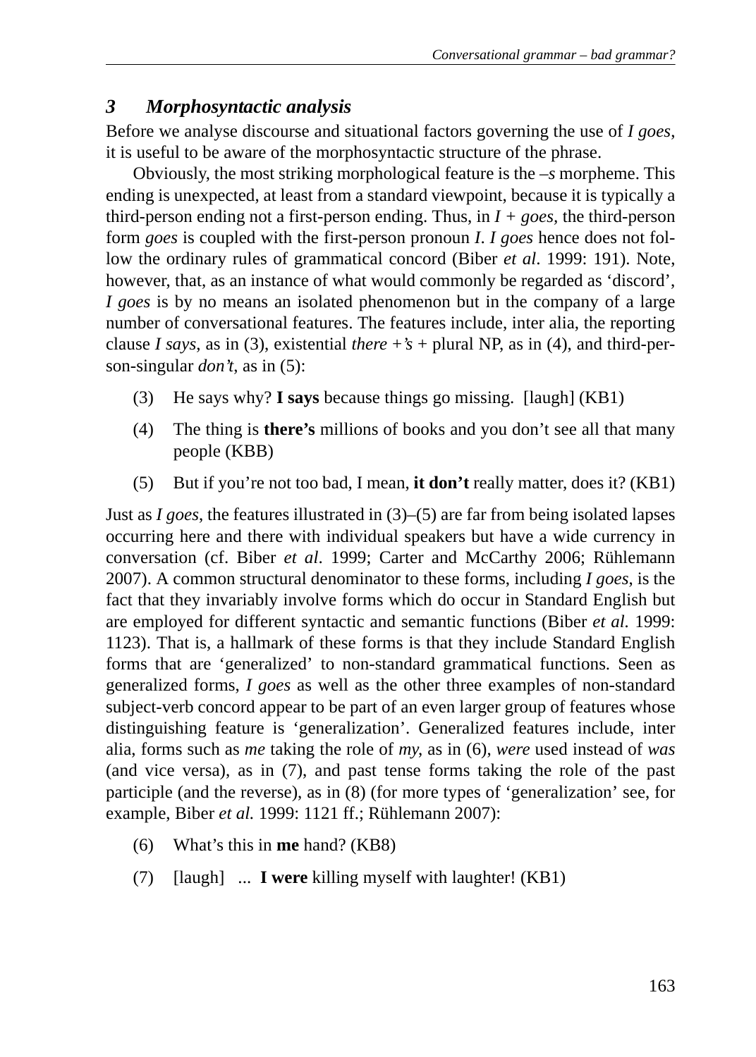## 3 Morphosyntactic analysis

Before we analyse discourse and situational factors governing the use of *I goes*, it is useful to be aware of the morphosyntactic structure of the phrase.

Obviously, the most striking morphological feature is the *–s* morpheme. This ending is unexpected, at least from a standard viewpoint, because it is typically a third-person ending not a first-person ending. Thus, in *I + goes*, the third-person form *goes* is coupled with the first-person pronoun *I*. *I goes* hence does not follow the ordinary rules of grammatical concord (Biber *et al*. 1999: 191). Note, however, that, as an instance of what would commonly be regarded as 'discord', *I goes* is by no means an isolated phenomenon but in the company of a large number of conversational features. The features include, inter alia, the reporting clause *I says*, as in (3), existential *there +'s* + plural NP, as in (4), and third-person-singular *don't*, as in (5):

(3) He says why? **I says** because things go missing. [laugh] (KB1)

(4) The thing is **there's** millions of books and you don't see all that many people (KBB)

(5) But if you're not too bad, I mean, **it don't** really matter, does it? (KB1)

Just as *I goes*, the features illustrated in (3)–(5) are far from being isolated lapses occurring here and there with individual speakers but have a wide currency in conversation (cf. Biber *et al*. 1999; Carter and McCarthy 2006; Rühlemann 2007). A common structural denominator to these forms, including *I goes*, is the fact that they invariably involve forms which do occur in Standard English but are employed for different syntactic and semantic functions (Biber *et al.* 1999: 1123). That is, a hallmark of these forms is that they include Standard English forms that are 'generalized' to non-standard grammatical functions. Seen as generalized forms, *I goes* as well as the other three examples of non-standard subject-verb concord appear to be part of an even larger group of features whose distinguishing feature is 'generalization'. Generalized features include, inter alia, forms such as *me* taking the role of *my*, as in (6), *were* used instead of *was* (and vice versa), as in (7), and past tense forms taking the role of the past participle (and the reverse), as in (8) (for more types of 'generalization' see, for example, Biber *et al.* 1999: 1121 ff.; Rühlemann 2007):

(6) What's this in **me** hand? (KB8)

(7) [laugh] ... **I were** killing myself with laughter! (KB1)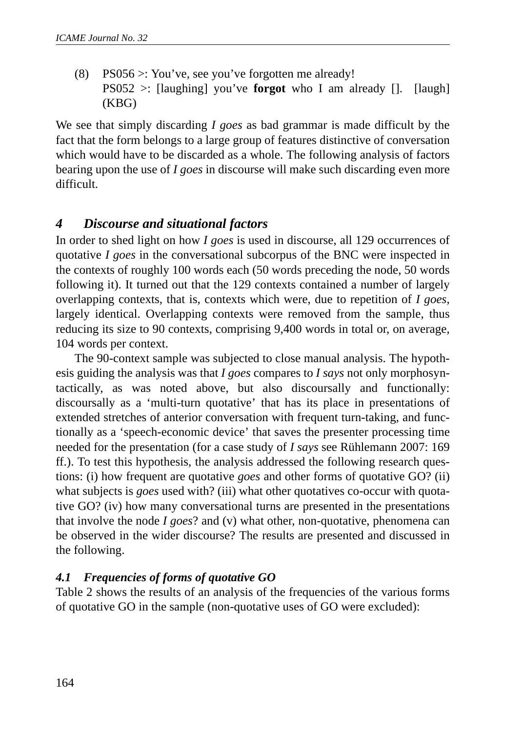(8) PS056 >: You've, see you've forgotten me already!
PS052 >: [laughing] you've **forgot** who I am already []. [laugh] (KBG)

We see that simply discarding *I goes* as bad grammar is made difficult by the fact that the form belongs to a large group of features distinctive of conversation which would have to be discarded as a whole. The following analysis of factors bearing upon the use of *I goes* in discourse will make such discarding even more difficult.

## 4 Discourse and situational factors

In order to shed light on how *I goes* is used in discourse, all 129 occurrences of quotative *I goes* in the conversational subcorpus of the BNC were inspected in the contexts of roughly 100 words each (50 words preceding the node, 50 words following it). It turned out that the 129 contexts contained a number of largely overlapping contexts, that is, contexts which were, due to repetition of *I goes*, largely identical. Overlapping contexts were removed from the sample, thus reducing its size to 90 contexts, comprising 9,400 words in total or, on average, 104 words per context.

The 90-context sample was subjected to close manual analysis. The hypothesis guiding the analysis was that *I goes* compares to *I says* not only morphosyntactically, as was noted above, but also discoursally and functionally: discoursally as a 'multi-turn quotative' that has its place in presentations of extended stretches of anterior conversation with frequent turn-taking, and functionally as a 'speech-economic device' that saves the presenter processing time needed for the presentation (for a case study of *I says* see Rühlemann 2007: 169 ff.). To test this hypothesis, the analysis addressed the following research questions: (i) how frequent are quotative *goes* and other forms of quotative GO? (ii) what subjects is *goes* used with? (iii) what other quotatives co-occur with quotative GO? (iv) how many conversational turns are presented in the presentations that involve the node *I goes*? and (v) what other, non-quotative, phenomena can be observed in the wider discourse? The results are presented and discussed in the following.

### 4.1 Frequencies of forms of quotative GO

Table 2 shows the results of an analysis of the frequencies of the various forms of quotative GO in the sample (non-quotative uses of GO were excluded):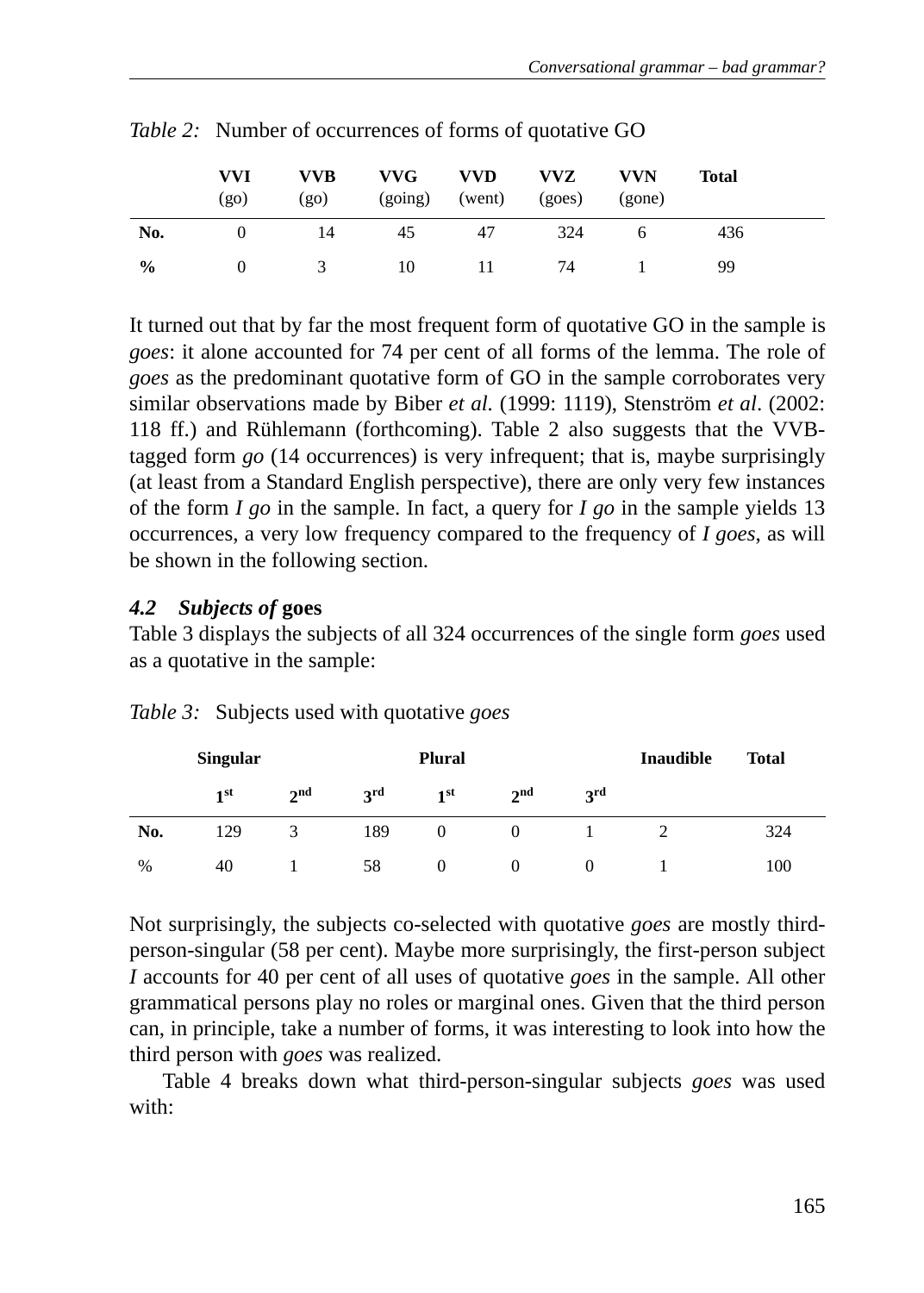*Table 2:* Number of occurrences of forms of quotative GO

| | VVI (go) | VVB (go) | VVG (going) | VVD (went) | VVZ (goes) | VVN (gone) | Total |
|---|---|---|---|---|---|---|---|
| **No.** | 0 | 14 | 45 | 47 | 324 | 6 | 436 |
| **%** | 0 | 3 | 10 | 11 | 74 | 1 | 99 |

It turned out that by far the most frequent form of quotative GO in the sample is *goes*: it alone accounted for 74 per cent of all forms of the lemma. The role of *goes* as the predominant quotative form of GO in the sample corroborates very similar observations made by Biber *et al*. (1999: 1119), Stenström *et al*. (2002: 118 ff.) and Rühlemann (forthcoming). Table 2 also suggests that the VVB-tagged form *go* (14 occurrences) is very infrequent; that is, maybe surprisingly (at least from a Standard English perspective), there are only very few instances of the form *I go* in the sample. In fact, a query for *I go* in the sample yields 13 occurrences, a very low frequency compared to the frequency of *I goes*, as will be shown in the following section.

### *4.2 Subjects of* goes

Table 3 displays the subjects of all 324 occurrences of the single form *goes* used as a quotative in the sample:

*Table 3:* Subjects used with quotative *goes*

| | Singular | | | Plural | | | Inaudible | Total |
|---|---|---|---|---|---|---|---|---|
| | 1st | 2nd | 3rd | 1st | 2nd | 3rd | | |
| **No.** | 129 | 3 | 189 | 0 | 0 | 1 | 2 | 324 |
| % | 40 | 1 | 58 | 0 | 0 | 0 | 1 | 100 |

Not surprisingly, the subjects co-selected with quotative *goes* are mostly third-person-singular (58 per cent). Maybe more surprisingly, the first-person subject *I* accounts for 40 per cent of all uses of quotative *goes* in the sample. All other grammatical persons play no roles or marginal ones. Given that the third person can, in principle, take a number of forms, it was interesting to look into how the third person with *goes* was realized.

Table 4 breaks down what third-person-singular subjects *goes* was used with: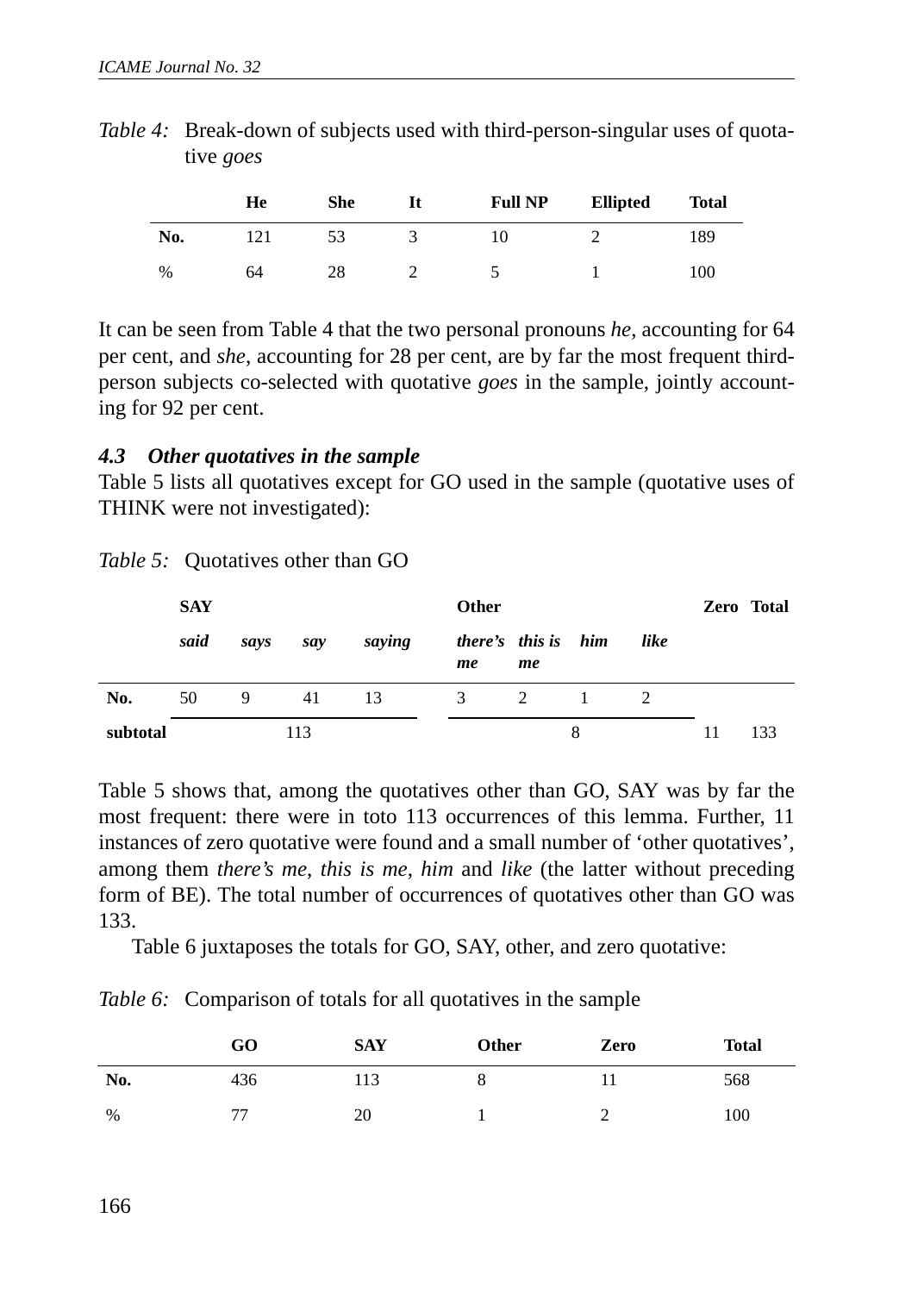*Table 4:* Break-down of subjects used with third-person-singular uses of quotative *goes*

| | He | She | It | Full NP | Ellipted | Total |
|---|---|---|---|---|---|---|
| No. | 121 | 53 | 3 | 10 | 2 | 189 |
| % | 64 | 28 | 2 | 5 | 1 | 100 |

It can be seen from Table 4 that the two personal pronouns *he*, accounting for 64 per cent, and *she*, accounting for 28 per cent, are by far the most frequent third-person subjects co-selected with quotative *goes* in the sample, jointly accounting for 92 per cent.

### *4.3 Other quotatives in the sample*

Table 5 lists all quotatives except for GO used in the sample (quotative uses of THINK were not investigated):

*Table 5:* Quotatives other than GO

| | SAY | | | | Other | | | | Zero | Total |
|---|---|---|---|---|---|---|---|---|---|---|
| | *said* | *says* | *say* | *saying* | *there's me* | *this is me* | *him* | *like* | | |
| No. | 50 | 9 | 41 | 13 | 3 | 2 | 1 | 2 | | |
| subtotal | | | 113 | | | | 8 | | 11 | 133 |

Table 5 shows that, among the quotatives other than GO, SAY was by far the most frequent: there were in toto 113 occurrences of this lemma. Further, 11 instances of zero quotative were found and a small number of 'other quotatives', among them *there's me*, *this is me*, *him* and *like* (the latter without preceding form of BE). The total number of occurrences of quotatives other than GO was 133.

Table 6 juxtaposes the totals for GO, SAY, other, and zero quotative:

*Table 6:* Comparison of totals for all quotatives in the sample

| | GO | SAY | Other | Zero | Total |
|---|---|---|---|---|---|
| No. | 436 | 113 | 8 | 11 | 568 |
| % | 77 | 20 | 1 | 2 | 100 |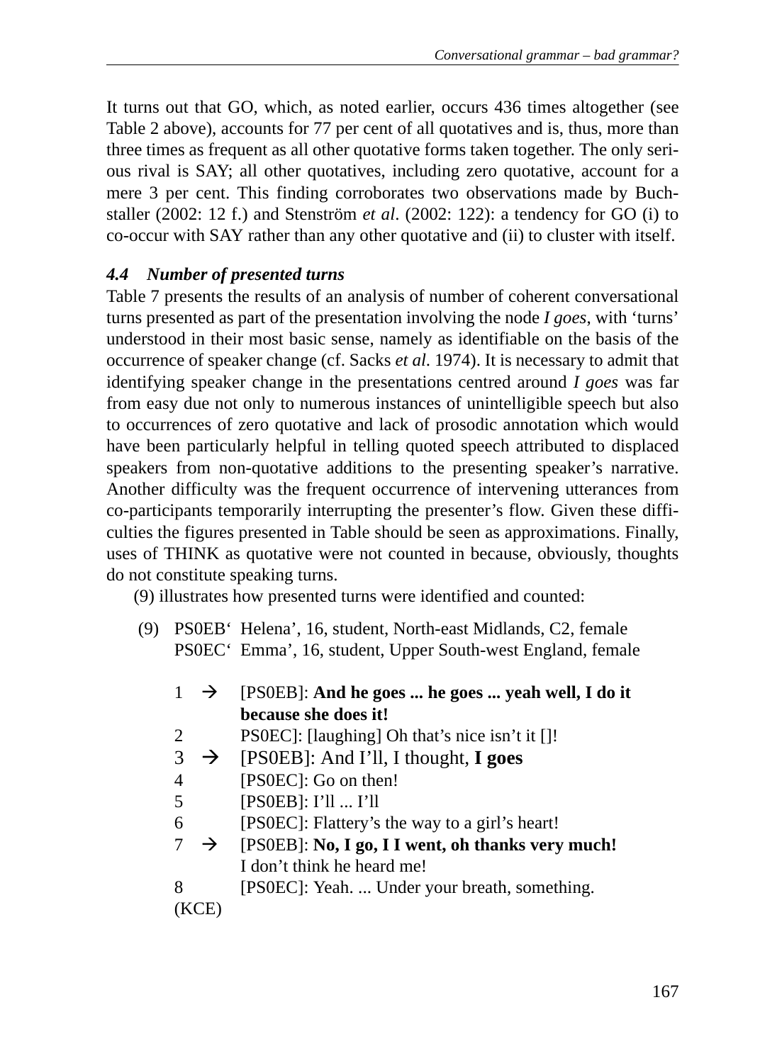It turns out that GO, which, as noted earlier, occurs 436 times altogether (see Table 2 above), accounts for 77 per cent of all quotatives and is, thus, more than three times as frequent as all other quotative forms taken together. The only serious rival is SAY; all other quotatives, including zero quotative, account for a mere 3 per cent. This finding corroborates two observations made by Buchstaller (2002: 12 f.) and Stenström *et al*. (2002: 122): a tendency for GO (i) to co-occur with SAY rather than any other quotative and (ii) to cluster with itself.

### *4.4 Number of presented turns*

Table 7 presents the results of an analysis of number of coherent conversational turns presented as part of the presentation involving the node *I goes*, with 'turns' understood in their most basic sense, namely as identifiable on the basis of the occurrence of speaker change (cf. Sacks *et al*. 1974). It is necessary to admit that identifying speaker change in the presentations centred around *I goes* was far from easy due not only to numerous instances of unintelligible speech but also to occurrences of zero quotative and lack of prosodic annotation which would have been particularly helpful in telling quoted speech attributed to displaced speakers from non-quotative additions to the presenting speaker's narrative. Another difficulty was the frequent occurrence of intervening utterances from co-participants temporarily interrupting the presenter's flow. Given these difficulties the figures presented in Table should be seen as approximations. Finally, uses of THINK as quotative were not counted in because, obviously, thoughts do not constitute speaking turns.

(9) illustrates how presented turns were identified and counted:

(9) PS0EB' Helena', 16, student, North-east Midlands, C2, female
PS0EC' Emma', 16, student, Upper South-west England, female

1 → [PS0EB]: **And he goes ... he goes ... yeah well, I do it because she does it!**
2 PS0EC]: [laughing] Oh that's nice isn't it []!
3 → [PS0EB]: And I'll, I thought, **I goes**
4 [PS0EC]: Go on then!
5 [PS0EB]: I'll ... I'll
6 [PS0EC]: Flattery's the way to a girl's heart!
7 → [PS0EB]: **No, I go, I I went, oh thanks very much!** I don't think he heard me!
8 [PS0EC]: Yeah. ... Under your breath, something.
(KCE)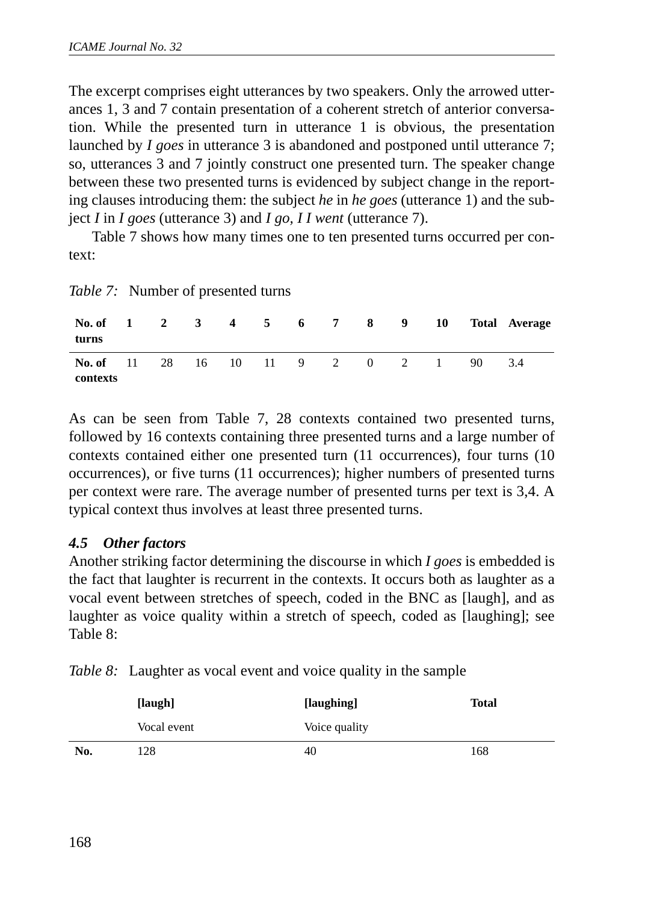The excerpt comprises eight utterances by two speakers. Only the arrowed utterances 1, 3 and 7 contain presentation of a coherent stretch of anterior conversation. While the presented turn in utterance 1 is obvious, the presentation launched by *I goes* in utterance 3 is abandoned and postponed until utterance 7; so, utterances 3 and 7 jointly construct one presented turn. The speaker change between these two presented turns is evidenced by subject change in the reporting clauses introducing them: the subject *he* in *he goes* (utterance 1) and the subject *I* in *I goes* (utterance 3) and *I go, I I went* (utterance 7).

Table 7 shows how many times one to ten presented turns occurred per context:

*Table 7:* Number of presented turns

| **No. of turns** | **1** | **2** | **3** | **4** | **5** | **6** | **7** | **8** | **9** | **10** | **Total** | **Average** |
|---|---|---|---|---|---|---|---|---|---|---|---|---|
| **No. of contexts** | 11 | 28 | 16 | 10 | 11 | 9 | 2 | 0 | 2 | 1 | 90 | 3.4 |

As can be seen from Table 7, 28 contexts contained two presented turns, followed by 16 contexts containing three presented turns and a large number of contexts contained either one presented turn (11 occurrences), four turns (10 occurrences), or five turns (11 occurrences); higher numbers of presented turns per context were rare. The average number of presented turns per text is 3,4. A typical context thus involves at least three presented turns.

### *4.5 Other factors*

Another striking factor determining the discourse in which *I goes* is embedded is the fact that laughter is recurrent in the contexts. It occurs both as laughter as a vocal event between stretches of speech, coded in the BNC as [laugh], and as laughter as voice quality within a stretch of speech, coded as [laughing]; see Table 8:

*Table 8:* Laughter as vocal event and voice quality in the sample

| | **[laugh]** Vocal event | **[laughing]** Voice quality | **Total** |
|---|---|---|---|
| **No.** | 128 | 40 | 168 |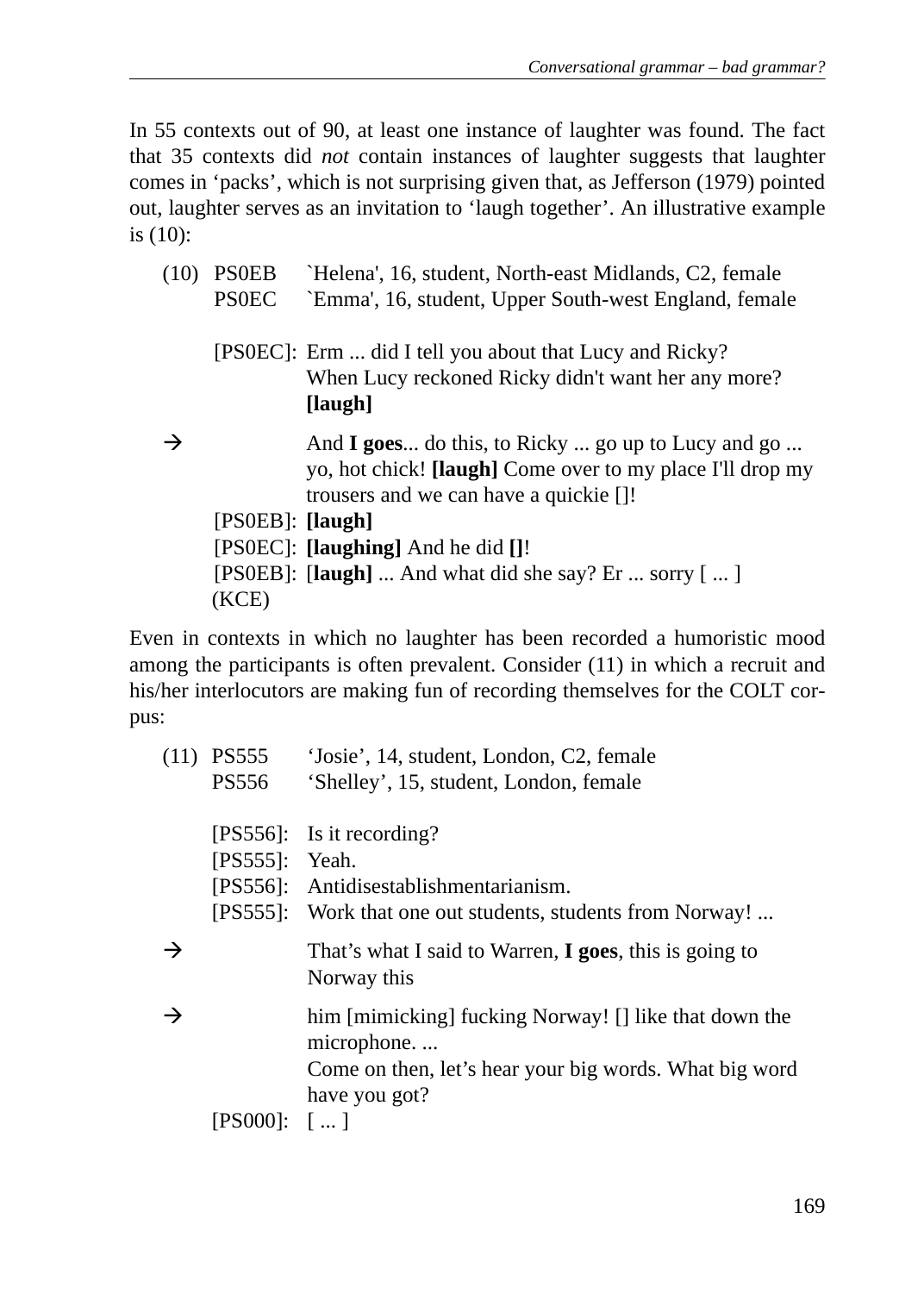In 55 contexts out of 90, at least one instance of laughter was found. The fact that 35 contexts did *not* contain instances of laughter suggests that laughter comes in 'packs', which is not surprising given that, as Jefferson (1979) pointed out, laughter serves as an invitation to 'laugh together'. An illustrative example is (10):

(10) PS0EB `Helena', 16, student, North-east Midlands, C2, female
PS0EC `Emma', 16, student, Upper South-west England, female

[PS0EC]: Erm ... did I tell you about that Lucy and Ricky? When Lucy reckoned Ricky didn't want her any more? **[laugh]**

→ And **I goes**... do this, to Ricky ... go up to Lucy and go ... yo, hot chick! **[laugh]** Come over to my place I'll drop my trousers and we can have a quickie []!

[PS0EB]: **[laugh]**
[PS0EC]: **[laughing]** And he did **[]**!
[PS0EB]: [**laugh]** ... And what did she say? Er ... sorry [ ... ]
(KCE)

Even in contexts in which no laughter has been recorded a humoristic mood among the participants is often prevalent. Consider (11) in which a recruit and his/her interlocutors are making fun of recording themselves for the COLT corpus:

(11) PS555 'Josie', 14, student, London, C2, female
PS556 'Shelley', 15, student, London, female

[PS556]: Is it recording?
[PS555]: Yeah.
[PS556]: Antidisestablishmentarianism.
[PS555]: Work that one out students, students from Norway! ...

→ That's what I said to Warren, **I goes**, this is going to Norway this

→ him [mimicking] fucking Norway! [] like that down the microphone. ...
Come on then, let's hear your big words. What big word have you got?

[PS000]: [ ... ]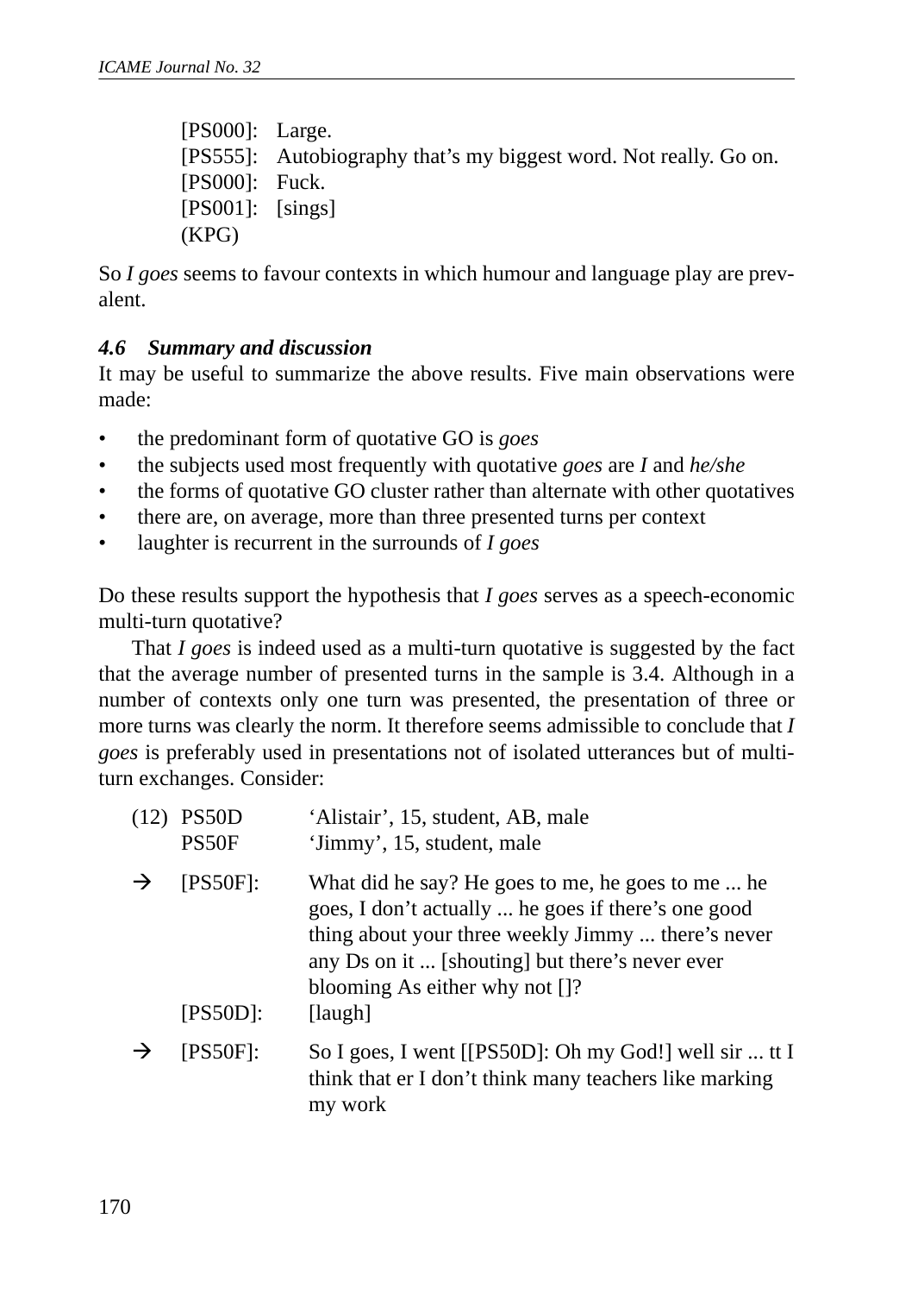[PS000]: Large.
[PS555]: Autobiography that's my biggest word. Not really. Go on.
[PS000]: Fuck.
[PS001]: [sings]
(KPG)

So *I goes* seems to favour contexts in which humour and language play are prevalent.

### *4.6 Summary and discussion*

It may be useful to summarize the above results. Five main observations were made:

- the predominant form of quotative GO is *goes*
- the subjects used most frequently with quotative *goes* are *I* and *he/she*
- the forms of quotative GO cluster rather than alternate with other quotatives
- there are, on average, more than three presented turns per context
- laughter is recurrent in the surrounds of *I goes*

Do these results support the hypothesis that *I goes* serves as a speech-economic multi-turn quotative?

That *I goes* is indeed used as a multi-turn quotative is suggested by the fact that the average number of presented turns in the sample is 3.4. Although in a number of contexts only one turn was presented, the presentation of three or more turns was clearly the norm. It therefore seems admissible to conclude that *I goes* is preferably used in presentations not of isolated utterances but of multi-turn exchanges. Consider:

(12) PS50D 'Alistair', 15, student, AB, male
PS50F 'Jimmy', 15, student, male

→ [PS50F]: What did he say? He goes to me, he goes to me ... he goes, I don't actually ... he goes if there's one good thing about your three weekly Jimmy ... there's never any Ds on it ... [shouting] but there's never ever blooming As either why not []?
[PS50D]: [laugh]

→ [PS50F]: So I goes, I went [[PS50D]: Oh my God!] well sir ... tt I think that er I don't think many teachers like marking my work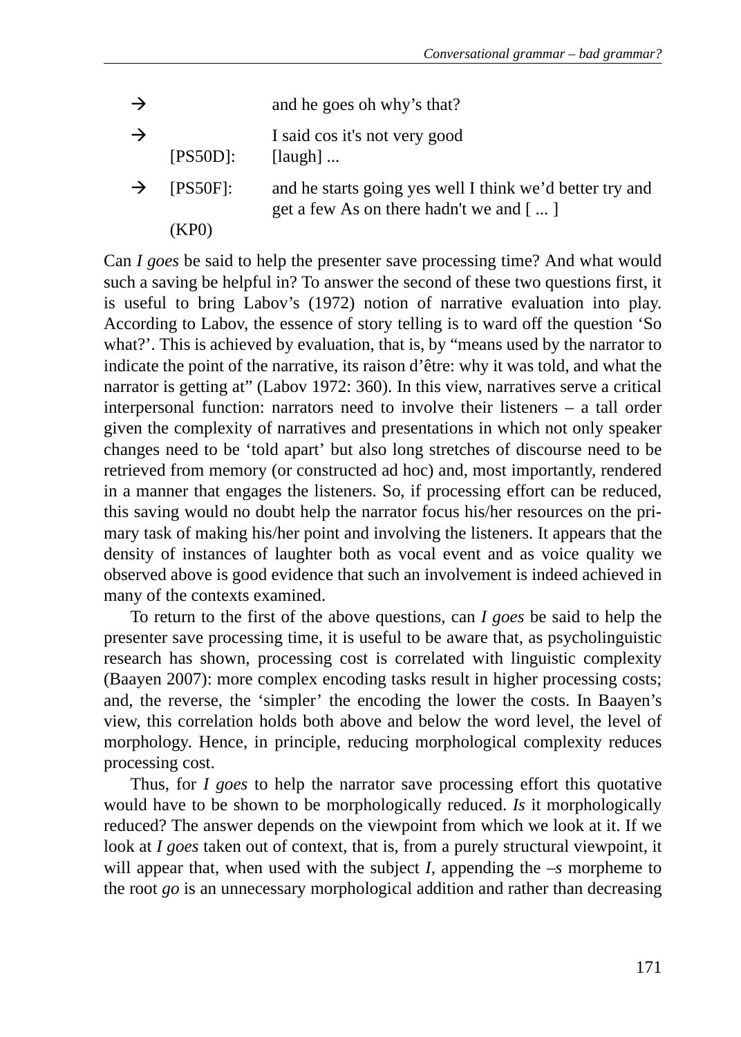| | | |
|---|---|---|
| → | | and he goes oh why's that? |
| → | | I said cos it's not very good |
| | [PS50D]: | [laugh] ... |
| → | [PS50F]: | and he starts going yes well I think we'd better try and get a few As on there hadn't we and [ ... ] |
| | (KP0) | |

Can *I goes* be said to help the presenter save processing time? And what would such a saving be helpful in? To answer the second of these two questions first, it is useful to bring Labov's (1972) notion of narrative evaluation into play. According to Labov, the essence of story telling is to ward off the question 'So what?'. This is achieved by evaluation, that is, by "means used by the narrator to indicate the point of the narrative, its raison d'être: why it was told, and what the narrator is getting at" (Labov 1972: 360). In this view, narratives serve a critical interpersonal function: narrators need to involve their listeners – a tall order given the complexity of narratives and presentations in which not only speaker changes need to be 'told apart' but also long stretches of discourse need to be retrieved from memory (or constructed ad hoc) and, most importantly, rendered in a manner that engages the listeners. So, if processing effort can be reduced, this saving would no doubt help the narrator focus his/her resources on the primary task of making his/her point and involving the listeners. It appears that the density of instances of laughter both as vocal event and as voice quality we observed above is good evidence that such an involvement is indeed achieved in many of the contexts examined.

To return to the first of the above questions, can *I goes* be said to help the presenter save processing time, it is useful to be aware that, as psycholinguistic research has shown, processing cost is correlated with linguistic complexity (Baayen 2007): more complex encoding tasks result in higher processing costs; and, the reverse, the 'simpler' the encoding the lower the costs. In Baayen's view, this correlation holds both above and below the word level, the level of morphology. Hence, in principle, reducing morphological complexity reduces processing cost.

Thus, for *I goes* to help the narrator save processing effort this quotative would have to be shown to be morphologically reduced. *Is* it morphologically reduced? The answer depends on the viewpoint from which we look at it. If we look at *I goes* taken out of context, that is, from a purely structural viewpoint, it will appear that, when used with the subject *I*, appending the *–s* morpheme to the root *go* is an unnecessary morphological addition and rather than decreasing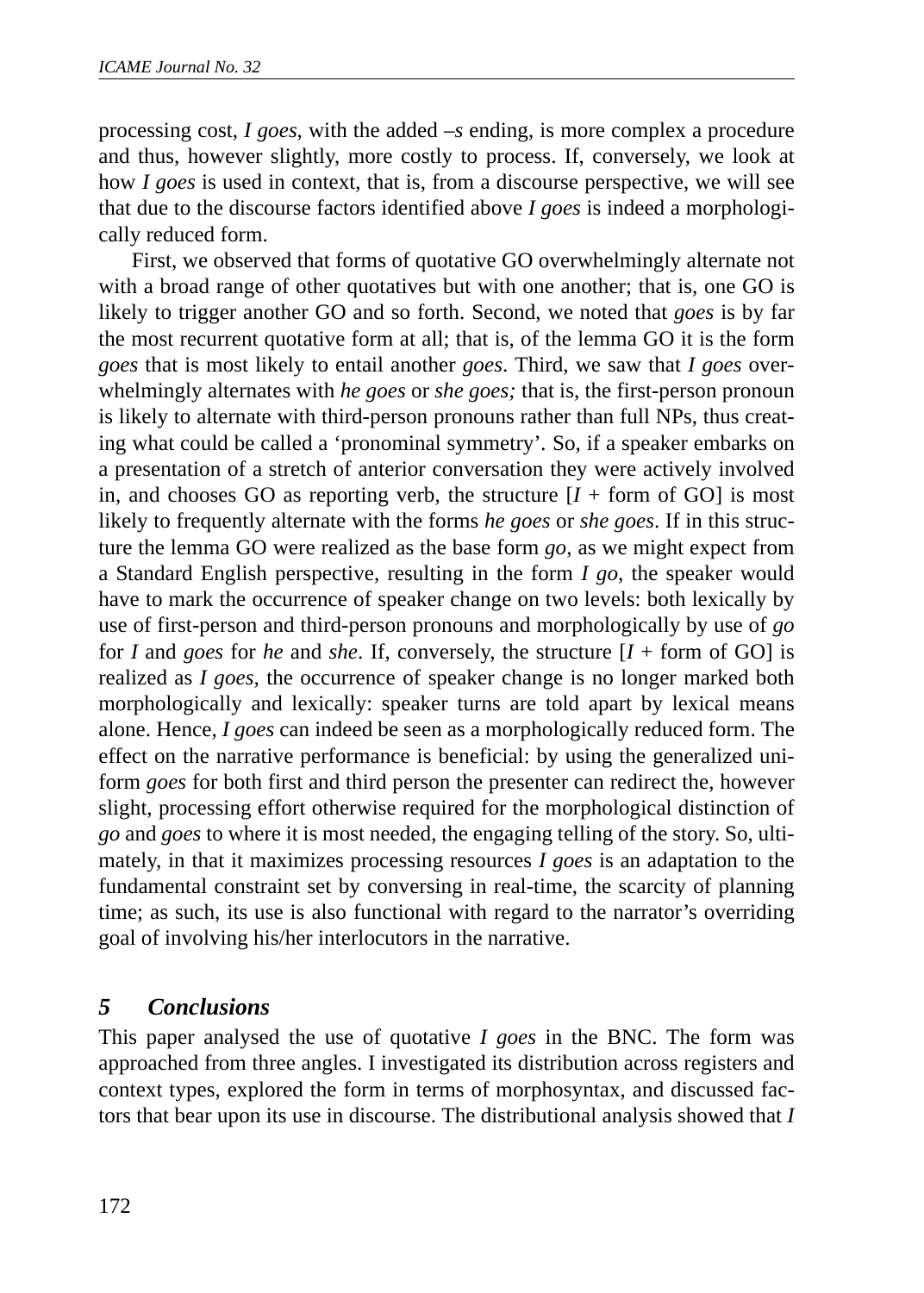processing cost, *I goes*, with the added *–s* ending, is more complex a procedure and thus, however slightly, more costly to process. If, conversely, we look at how *I goes* is used in context, that is, from a discourse perspective, we will see that due to the discourse factors identified above *I goes* is indeed a morphologically reduced form.

First, we observed that forms of quotative GO overwhelmingly alternate not with a broad range of other quotatives but with one another; that is, one GO is likely to trigger another GO and so forth. Second, we noted that *goes* is by far the most recurrent quotative form at all; that is, of the lemma GO it is the form *goes* that is most likely to entail another *goes*. Third, we saw that *I goes* overwhelmingly alternates with *he goes* or *she goes;* that is, the first-person pronoun is likely to alternate with third-person pronouns rather than full NPs, thus creating what could be called a 'pronominal symmetry'. So, if a speaker embarks on a presentation of a stretch of anterior conversation they were actively involved in, and chooses GO as reporting verb, the structure [*I* + form of GO] is most likely to frequently alternate with the forms *he goes* or *she goes*. If in this structure the lemma GO were realized as the base form *go*, as we might expect from a Standard English perspective, resulting in the form *I go*, the speaker would have to mark the occurrence of speaker change on two levels: both lexically by use of first-person and third-person pronouns and morphologically by use of *go* for *I* and *goes* for *he* and *she*. If, conversely, the structure [*I* + form of GO] is realized as *I goes*, the occurrence of speaker change is no longer marked both morphologically and lexically: speaker turns are told apart by lexical means alone. Hence, *I goes* can indeed be seen as a morphologically reduced form. The effect on the narrative performance is beneficial: by using the generalized uniform *goes* for both first and third person the presenter can redirect the, however slight, processing effort otherwise required for the morphological distinction of *go* and *goes* to where it is most needed, the engaging telling of the story. So, ultimately, in that it maximizes processing resources *I goes* is an adaptation to the fundamental constraint set by conversing in real-time, the scarcity of planning time; as such, its use is also functional with regard to the narrator's overriding goal of involving his/her interlocutors in the narrative.

## 5 Conclusions

This paper analysed the use of quotative *I goes* in the BNC. The form was approached from three angles. I investigated its distribution across registers and context types, explored the form in terms of morphosyntax, and discussed factors that bear upon its use in discourse. The distributional analysis showed that *I*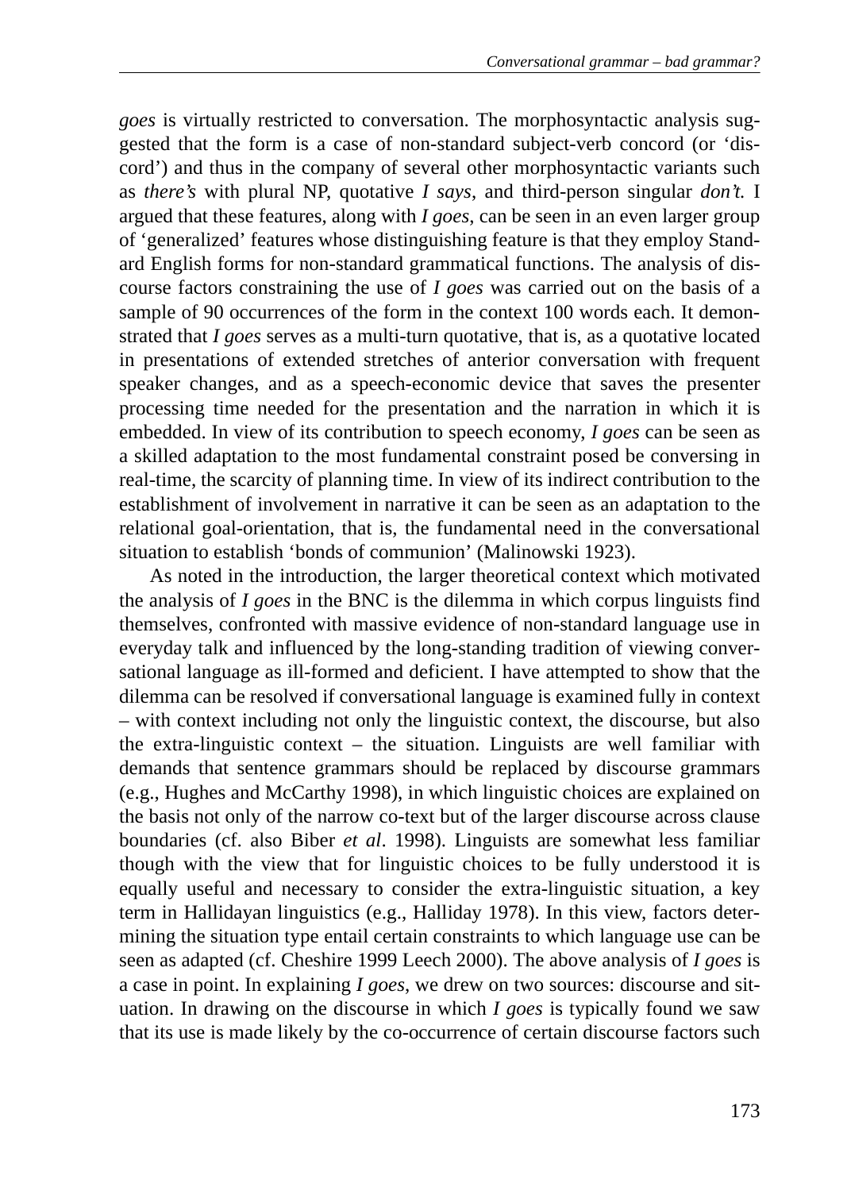*goes* is virtually restricted to conversation. The morphosyntactic analysis suggested that the form is a case of non-standard subject-verb concord (or 'discord') and thus in the company of several other morphosyntactic variants such as *there's* with plural NP, quotative *I says*, and third-person singular *don't.* I argued that these features, along with *I goes*, can be seen in an even larger group of 'generalized' features whose distinguishing feature is that they employ Standard English forms for non-standard grammatical functions. The analysis of discourse factors constraining the use of *I goes* was carried out on the basis of a sample of 90 occurrences of the form in the context 100 words each. It demonstrated that *I goes* serves as a multi-turn quotative, that is, as a quotative located in presentations of extended stretches of anterior conversation with frequent speaker changes, and as a speech-economic device that saves the presenter processing time needed for the presentation and the narration in which it is embedded. In view of its contribution to speech economy, *I goes* can be seen as a skilled adaptation to the most fundamental constraint posed be conversing in real-time, the scarcity of planning time. In view of its indirect contribution to the establishment of involvement in narrative it can be seen as an adaptation to the relational goal-orientation, that is, the fundamental need in the conversational situation to establish 'bonds of communion' (Malinowski 1923).

As noted in the introduction, the larger theoretical context which motivated the analysis of *I goes* in the BNC is the dilemma in which corpus linguists find themselves, confronted with massive evidence of non-standard language use in everyday talk and influenced by the long-standing tradition of viewing conversational language as ill-formed and deficient. I have attempted to show that the dilemma can be resolved if conversational language is examined fully in context – with context including not only the linguistic context, the discourse, but also the extra-linguistic context – the situation. Linguists are well familiar with demands that sentence grammars should be replaced by discourse grammars (e.g., Hughes and McCarthy 1998), in which linguistic choices are explained on the basis not only of the narrow co-text but of the larger discourse across clause boundaries (cf. also Biber *et al*. 1998). Linguists are somewhat less familiar though with the view that for linguistic choices to be fully understood it is equally useful and necessary to consider the extra-linguistic situation, a key term in Hallidayan linguistics (e.g., Halliday 1978). In this view, factors determining the situation type entail certain constraints to which language use can be seen as adapted (cf. Cheshire 1999 Leech 2000). The above analysis of *I goes* is a case in point. In explaining *I goes*, we drew on two sources: discourse and situation. In drawing on the discourse in which *I goes* is typically found we saw that its use is made likely by the co-occurrence of certain discourse factors such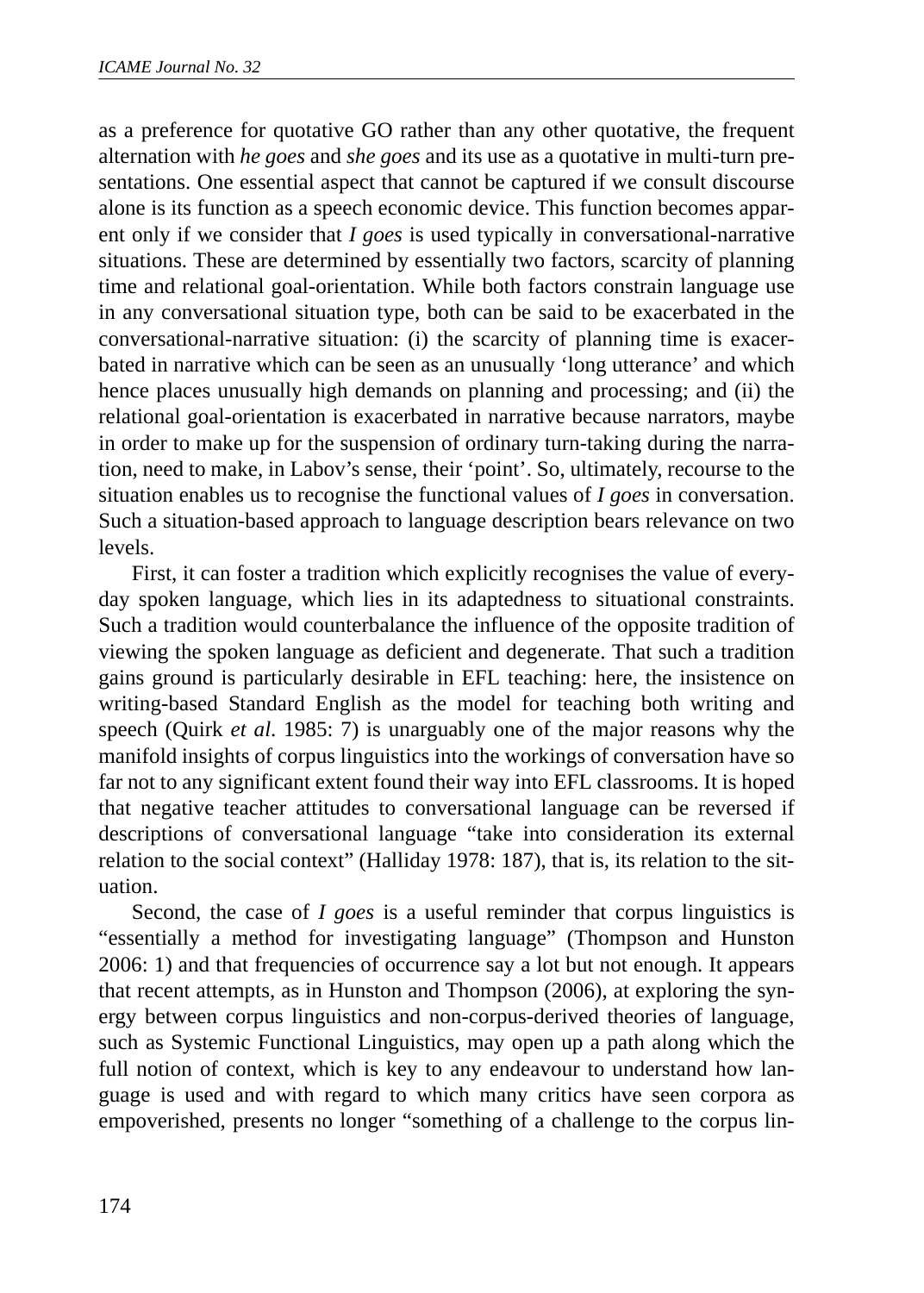as a preference for quotative GO rather than any other quotative, the frequent alternation with *he goes* and *she goes* and its use as a quotative in multi-turn presentations. One essential aspect that cannot be captured if we consult discourse alone is its function as a speech economic device. This function becomes apparent only if we consider that *I goes* is used typically in conversational-narrative situations. These are determined by essentially two factors, scarcity of planning time and relational goal-orientation. While both factors constrain language use in any conversational situation type, both can be said to be exacerbated in the conversational-narrative situation: (i) the scarcity of planning time is exacerbated in narrative which can be seen as an unusually 'long utterance' and which hence places unusually high demands on planning and processing; and (ii) the relational goal-orientation is exacerbated in narrative because narrators, maybe in order to make up for the suspension of ordinary turn-taking during the narration, need to make, in Labov's sense, their 'point'. So, ultimately, recourse to the situation enables us to recognise the functional values of *I goes* in conversation. Such a situation-based approach to language description bears relevance on two levels.

First, it can foster a tradition which explicitly recognises the value of everyday spoken language, which lies in its adaptedness to situational constraints. Such a tradition would counterbalance the influence of the opposite tradition of viewing the spoken language as deficient and degenerate. That such a tradition gains ground is particularly desirable in EFL teaching: here, the insistence on writing-based Standard English as the model for teaching both writing and speech (Quirk *et al*. 1985: 7) is unarguably one of the major reasons why the manifold insights of corpus linguistics into the workings of conversation have so far not to any significant extent found their way into EFL classrooms. It is hoped that negative teacher attitudes to conversational language can be reversed if descriptions of conversational language "take into consideration its external relation to the social context" (Halliday 1978: 187), that is, its relation to the situation.

Second, the case of *I goes* is a useful reminder that corpus linguistics is "essentially a method for investigating language" (Thompson and Hunston 2006: 1) and that frequencies of occurrence say a lot but not enough. It appears that recent attempts, as in Hunston and Thompson (2006), at exploring the synergy between corpus linguistics and non-corpus-derived theories of language, such as Systemic Functional Linguistics, may open up a path along which the full notion of context, which is key to any endeavour to understand how language is used and with regard to which many critics have seen corpora as empoverished, presents no longer "something of a challenge to the corpus lin-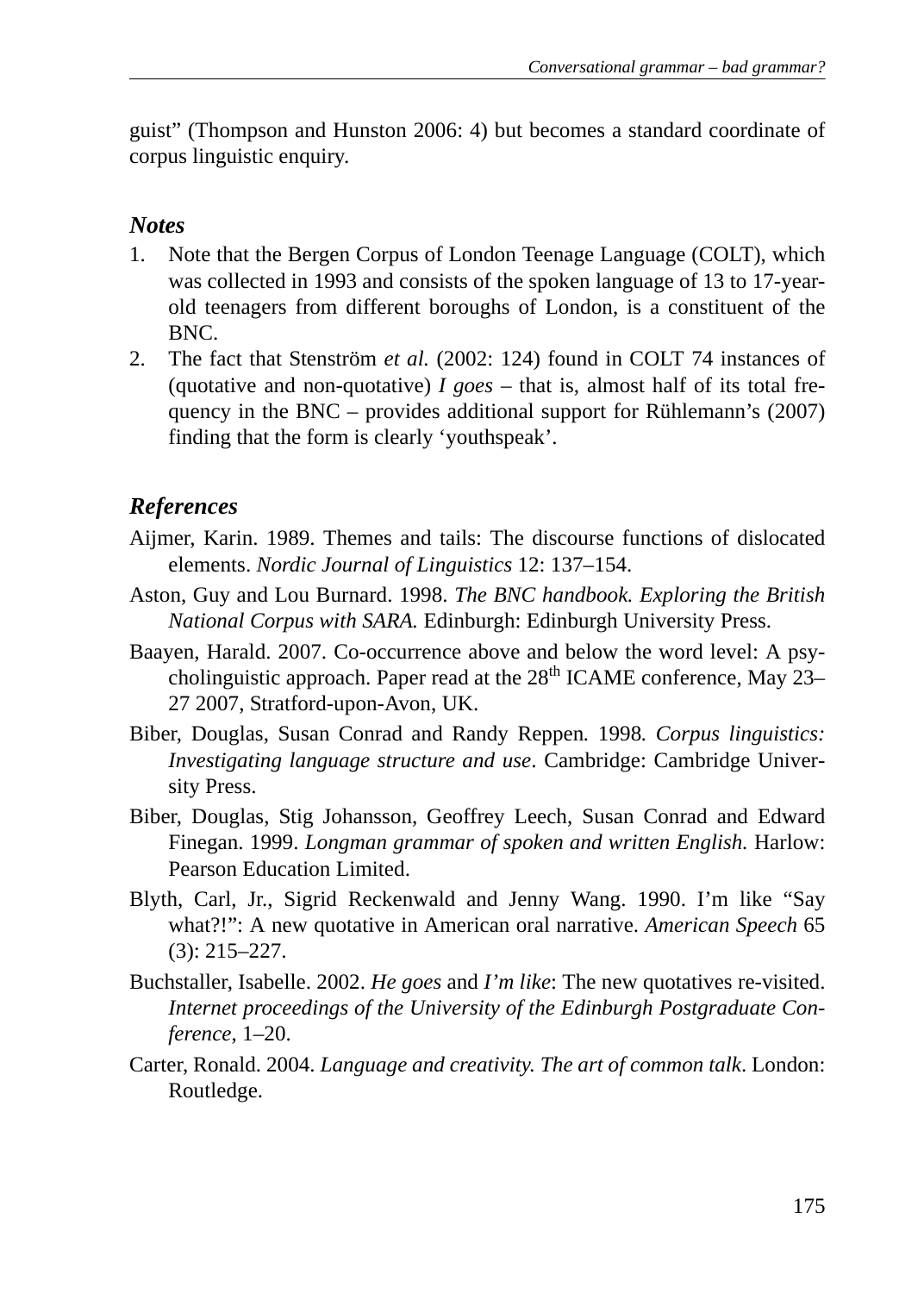guist" (Thompson and Hunston 2006: 4) but becomes a standard coordinate of corpus linguistic enquiry.

### *Notes*

1. Note that the Bergen Corpus of London Teenage Language (COLT), which was collected in 1993 and consists of the spoken language of 13 to 17-year-old teenagers from different boroughs of London, is a constituent of the BNC.
2. The fact that Stenström *et al.* (2002: 124) found in COLT 74 instances of (quotative and non-quotative) *I goes* – that is, almost half of its total frequency in the BNC – provides additional support for Rühlemann's (2007) finding that the form is clearly 'youthspeak'.

### *References*

Aijmer, Karin. 1989. Themes and tails: The discourse functions of dislocated elements. *Nordic Journal of Linguistics* 12: 137–154.

Aston, Guy and Lou Burnard. 1998. *The BNC handbook. Exploring the British National Corpus with SARA.* Edinburgh: Edinburgh University Press.

Baayen, Harald. 2007. Co-occurrence above and below the word level: A psycholinguistic approach. Paper read at the 28th ICAME conference, May 23–27 2007, Stratford-upon-Avon, UK.

Biber, Douglas, Susan Conrad and Randy Reppen. 1998. *Corpus linguistics: Investigating language structure and use*. Cambridge: Cambridge University Press.

Biber, Douglas, Stig Johansson, Geoffrey Leech, Susan Conrad and Edward Finegan. 1999. *Longman grammar of spoken and written English.* Harlow: Pearson Education Limited.

Blyth, Carl, Jr., Sigrid Reckenwald and Jenny Wang. 1990. I'm like "Say what?!": A new quotative in American oral narrative. *American Speech* 65 (3): 215–227.

Buchstaller, Isabelle. 2002. *He goes* and *I'm like*: The new quotatives re-visited. *Internet proceedings of the University of the Edinburgh Postgraduate Conference*, 1–20.

Carter, Ronald. 2004. *Language and creativity. The art of common talk*. London: Routledge.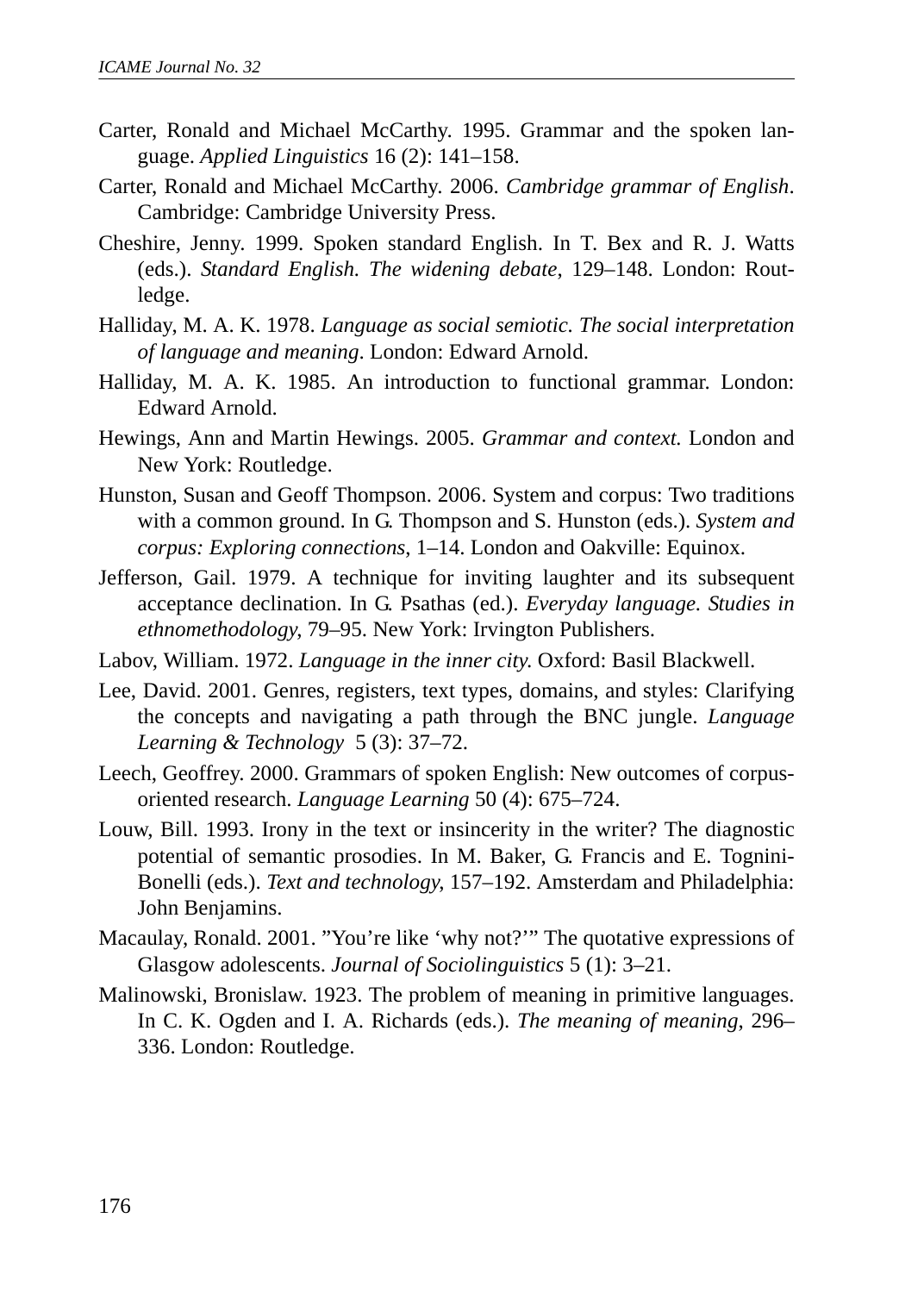Carter, Ronald and Michael McCarthy. 1995. Grammar and the spoken language. *Applied Linguistics* 16 (2): 141–158.

Carter, Ronald and Michael McCarthy. 2006. *Cambridge grammar of English*. Cambridge: Cambridge University Press.

Cheshire, Jenny. 1999. Spoken standard English. In T. Bex and R. J. Watts (eds.). *Standard English. The widening debate*, 129–148. London: Routledge.

Halliday, M. A. K. 1978. *Language as social semiotic. The social interpretation of language and meaning*. London: Edward Arnold.

Halliday, M. A. K. 1985. An introduction to functional grammar. London: Edward Arnold.

Hewings, Ann and Martin Hewings. 2005. *Grammar and context.* London and New York: Routledge.

Hunston, Susan and Geoff Thompson. 2006. System and corpus: Two traditions with a common ground. In G. Thompson and S. Hunston (eds.). *System and corpus: Exploring connections*, 1–14. London and Oakville: Equinox.

Jefferson, Gail. 1979. A technique for inviting laughter and its subsequent acceptance declination. In G. Psathas (ed.). *Everyday language. Studies in ethnomethodology*, 79–95. New York: Irvington Publishers.

Labov, William. 1972. *Language in the inner city.* Oxford: Basil Blackwell.

Lee, David. 2001. Genres, registers, text types, domains, and styles: Clarifying the concepts and navigating a path through the BNC jungle. *Language Learning & Technology* 5 (3): 37–72.

Leech, Geoffrey. 2000. Grammars of spoken English: New outcomes of corpus-oriented research. *Language Learning* 50 (4): 675–724.

Louw, Bill. 1993. Irony in the text or insincerity in the writer? The diagnostic potential of semantic prosodies. In M. Baker, G. Francis and E. Tognini-Bonelli (eds.). *Text and technology*, 157–192. Amsterdam and Philadelphia: John Benjamins.

Macaulay, Ronald. 2001. "You're like 'why not?'" The quotative expressions of Glasgow adolescents. *Journal of Sociolinguistics* 5 (1): 3–21.

Malinowski, Bronislaw. 1923. The problem of meaning in primitive languages. In C. K. Ogden and I. A. Richards (eds.). *The meaning of meaning*, 296–336. London: Routledge.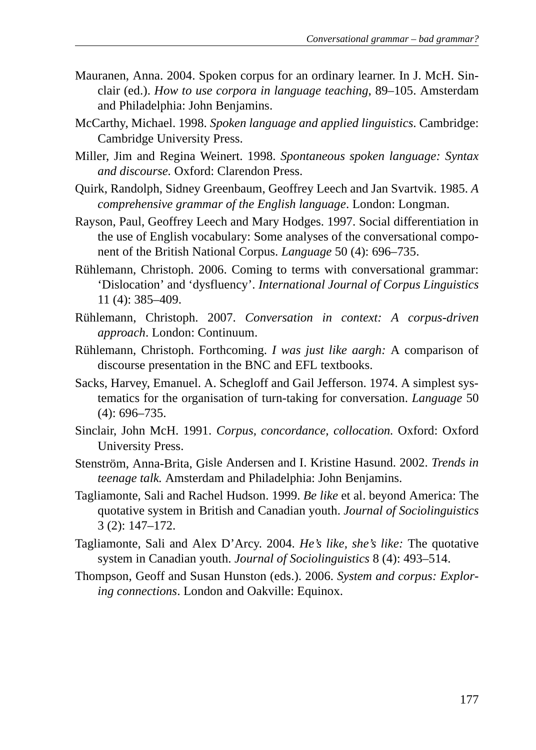Mauranen, Anna. 2004. Spoken corpus for an ordinary learner. In J. McH. Sinclair (ed.). *How to use corpora in language teaching*, 89–105. Amsterdam and Philadelphia: John Benjamins.

McCarthy, Michael. 1998. *Spoken language and applied linguistics*. Cambridge: Cambridge University Press.

Miller, Jim and Regina Weinert. 1998. *Spontaneous spoken language: Syntax and discourse.* Oxford: Clarendon Press.

Quirk, Randolph, Sidney Greenbaum, Geoffrey Leech and Jan Svartvik. 1985. *A comprehensive grammar of the English language*. London: Longman.

Rayson, Paul, Geoffrey Leech and Mary Hodges. 1997. Social differentiation in the use of English vocabulary: Some analyses of the conversational component of the British National Corpus. *Language* 50 (4): 696–735.

Rühlemann, Christoph. 2006. Coming to terms with conversational grammar: 'Dislocation' and 'dysfluency'. *International Journal of Corpus Linguistics* 11 (4): 385–409.

Rühlemann, Christoph. 2007. *Conversation in context: A corpus-driven approach*. London: Continuum.

Rühlemann, Christoph. Forthcoming. *I was just like aargh:* A comparison of discourse presentation in the BNC and EFL textbooks.

Sacks, Harvey, Emanuel. A. Schegloff and Gail Jefferson. 1974. A simplest systematics for the organisation of turn-taking for conversation. *Language* 50 (4): 696–735.

Sinclair, John McH. 1991. *Corpus, concordance, collocation.* Oxford: Oxford University Press.

Stenström, Anna-Brita, Gisle Andersen and I. Kristine Hasund. 2002. *Trends in teenage talk.* Amsterdam and Philadelphia: John Benjamins.

Tagliamonte, Sali and Rachel Hudson. 1999. *Be like* et al. beyond America: The quotative system in British and Canadian youth. *Journal of Sociolinguistics* 3 (2): 147–172.

Tagliamonte, Sali and Alex D'Arcy. 2004. *He's like, she's like:* The quotative system in Canadian youth. *Journal of Sociolinguistics* 8 (4): 493–514.

Thompson, Geoff and Susan Hunston (eds.). 2006. *System and corpus: Exploring connections*. London and Oakville: Equinox.